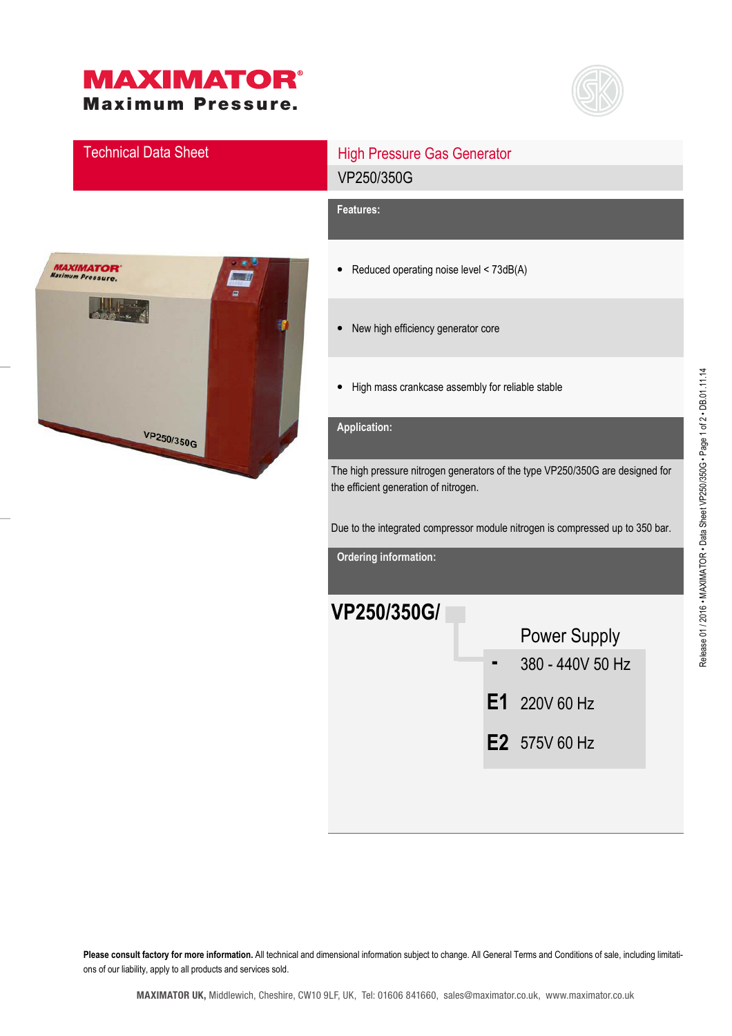# MAXIMATOR

**Maximum Pressure.**

## Technical Data Sheet

## High Pressure Gas Generator

VP250/350G

### Features:

- Reduced operating noise level < 73dB(A)
- New high efficiency generator core
- High mass crankcase assembly for reliable stable

### Application:

The high pressure nitrogen generators of the type VP250/350G are designed for the efficient generation of nitrogen.

Due to the integrated compressor module nitrogen is compressed up to 350 bar.

### Ordering information:

**VP250/350G/**

| | Power Supply |
|---|---|
| **-** | 380 - 440V 50 Hz |
| **E1** | 220V 60 Hz |
| **E2** | 575V 60 Hz |

**Please consult factory for more information.** All technical and dimensional information subject to change. All General Terms and Conditions of sale, including limitations of our liability, apply to all products and services sold.

**MAXIMATOR UK,** Middlewich, Cheshire, CW10 9LF, UK, Tel: 01606 841660, sales@maximator.co.uk, www.maximator.co.uk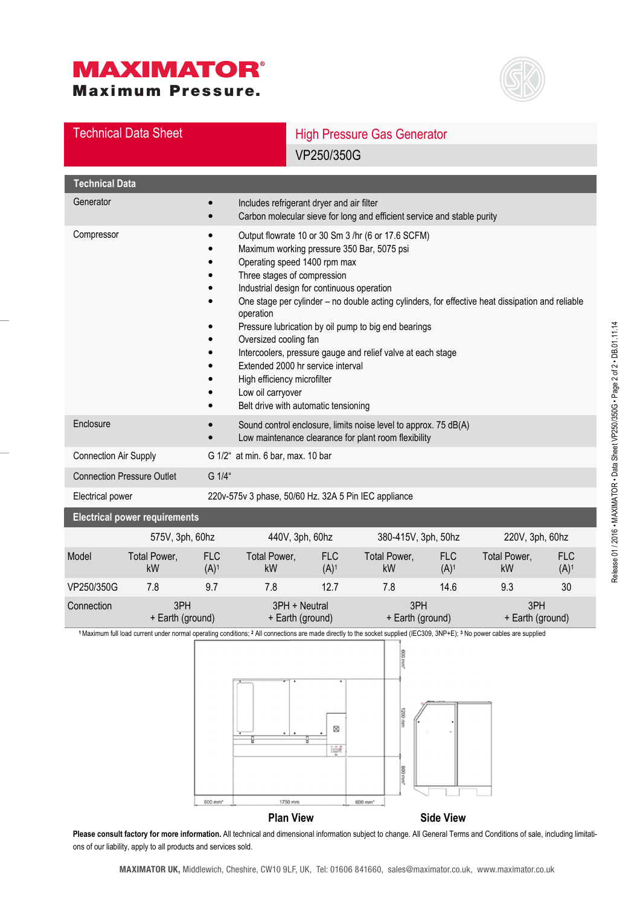# MAXIMATOR®

**Maximum Pressure.**

## Technical Data Sheet

## High Pressure Gas Generator

VP250/350G

### Technical Data

| | |
|---|---|
| Generator | • Includes refrigerant dryer and air filter<br>• Carbon molecular sieve for long and efficient service and stable purity |
| Compressor | • Output flowrate 10 or 30 Sm 3 /hr (6 or 17.6 SCFM)<br>• Maximum working pressure 350 Bar, 5075 psi<br>• Operating speed 1400 rpm max<br>• Three stages of compression<br>• Industrial design for continuous operation<br>• One stage per cylinder – no double acting cylinders, for effective heat dissipation and reliable operation<br>• Pressure lubrication by oil pump to big end bearings<br>• Oversized cooling fan<br>• Intercoolers, pressure gauge and relief valve at each stage<br>• Extended 2000 hr service interval<br>• High efficiency microfilter<br>• Low oil carryover<br>• Belt drive with automatic tensioning |
| Enclosure | • Sound control enclosure, limits noise level to approx. 75 dB(A)<br>• Low maintenance clearance for plant room flexibility |
| Connection Air Supply | G 1/2“ at min. 6 bar, max. 10 bar |
| Connection Pressure Outlet | G 1/4“ |
| Electrical power | 220v-575v 3 phase, 50/60 Hz. 32A 5 Pin IEC appliance |

### Electrical power requirements

| | 575V, 3ph, 60hz | | 440V, 3ph, 60hz | | 380-415V, 3ph, 50hz | | 220V, 3ph, 60hz | |
|---|---|---|---|---|---|---|---|---|
| Model | Total Power, kW | FLC (A)[1] | Total Power, kW | FLC (A)[1] | Total Power, kW | FLC (A)[1] | Total Power, kW | FLC (A)[1] |
| VP250/350G | 7.8 | 9.7 | 7.8 | 12.7 | 7.8 | 14.6 | 9.3 | 30 |
| Connection | 3PH + Earth (ground) | | 3PH + Neutral + Earth (ground) | | 3PH + Earth (ground) | | 3PH + Earth (ground) | |

[1] Maximum full load current under normal operating conditions; [2] All connections are made directly to the socket supplied (IEC309, 3NP+E); [3] No power cables are supplied

600 mm*
1200 mm
600 mm*
600 mm*
1750 mm
600 mm*

**Plan View** **Side View**

**Please consult factory for more information.** All technical and dimensional information subject to change. All General Terms and Conditions of sale, including limitations of our liability, apply to all products and services sold.

**MAXIMATOR UK,** Middlewich, Cheshire, CW10 9LF, UK, Tel: 01606 841660, sales@maximator.co.uk, www.maximator.co.uk

Release 01 / 2016 • MAXIMATOR • Data Sheet VP250/350G • Page 2 of 2 • DB.01.11.14